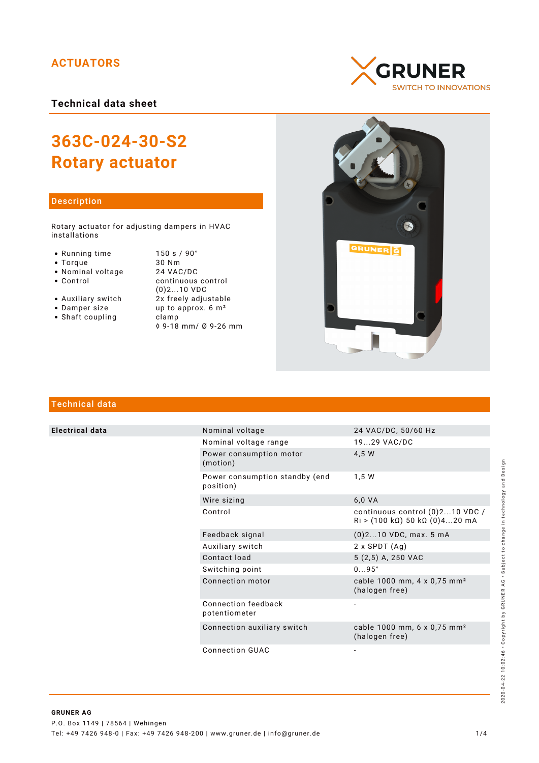# ACTUATORS

GRUNER
SWITCH TO INNOVATIONS

## Technical data sheet

# 363C-024-30-S2 Rotary actuator

## Description

Rotary actuator for adjusting dampers in HVAC installations

| | |
|---|---|
| • Running time | 150 s / 90° |
| • Torque | 30 Nm |
| • Nominal voltage | 24 VAC/DC |
| • Control | continuous control (0)2...10 VDC |
| • Auxiliary switch | 2x freely adjustable |
| • Damper size | up to approx. 6 m² |
| • Shaft coupling | clamp ◊ 9-18 mm/ Ø 9-26 mm |

## Technical data

| | | |
|---|---|---|
| **Electrical data** | Nominal voltage | 24 VAC/DC, 50/60 Hz |
| | Nominal voltage range | 19...29 VAC/DC |
| | Power consumption motor (motion) | 4,5 W |
| | Power consumption standby (end position) | 1,5 W |
| | Wire sizing | 6,0 VA |
| | Control | continuous control (0)2...10 VDC / Ri > (100 kΩ) 50 kΩ (0)4...20 mA |
| | Feedback signal | (0)2...10 VDC, max. 5 mA |
| | Auxiliary switch | 2 x SPDT (Ag) |
| | Contact load | 5 (2,5) A, 250 VAC |
| | Switching point | 0...95° |
| | Connection motor | cable 1000 mm, 4 x 0,75 mm² (halogen free) |
| | Connection feedback potentiometer | - |
| | Connection auxiliary switch | cable 1000 mm, 6 x 0,75 mm² (halogen free) |
| | Connection GUAC | - |

2020-04-22 10:02:46 · Copyright by GRUNER AG · Subject to change in technology and Design

**GRUNER AG**
P.O. Box 1149 | 78564 | Wehingen
Tel: +49 7426 948-0 | Fax: +49 7426 948-200 | www.gruner.de | info@gruner.de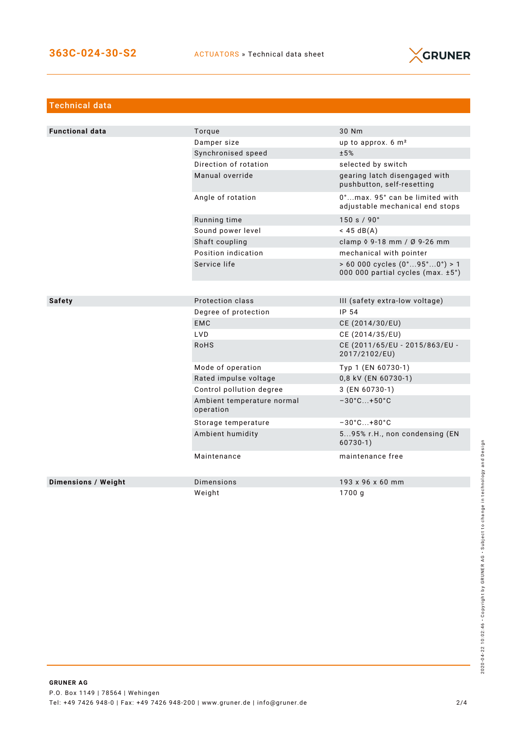## Technical data

| Functional data | Torque | 30 Nm |
|---|---|---|
| | Damper size | up to approx. 6 m² |
| | Synchronised speed | ±5% |
| | Direction of rotation | selected by switch |
| | Manual override | gearing latch disengaged with pushbutton, self-resetting |
| | Angle of rotation | 0°...max. 95° can be limited with adjustable mechanical end stops |
| | Running time | 150 s / 90° |
| | Sound power level | < 45 dB(A) |
| | Shaft coupling | clamp ◊ 9-18 mm / Ø 9-26 mm |
| | Position indication | mechanical with pointer |
| | Service life | > 60 000 cycles (0°...95°...0°) > 1 000 000 partial cycles (max. ±5°) |

| Safety | Protection class | III (safety extra-low voltage) |
|---|---|---|
| | Degree of protection | IP 54 |
| | EMC | CE (2014/30/EU) |
| | LVD | CE (2014/35/EU) |
| | RoHS | CE (2011/65/EU - 2015/863/EU - 2017/2102/EU) |
| | Mode of operation | Typ 1 (EN 60730-1) |
| | Rated impulse voltage | 0,8 kV (EN 60730-1) |
| | Control pollution degree | 3 (EN 60730-1) |
| | Ambient temperature normal operation | −30°C...+50°C |
| | Storage temperature | −30°C...+80°C |
| | Ambient humidity | 5...95% r.H., non condensing (EN 60730-1) |
| | Maintenance | maintenance free |

| Dimensions / Weight | Dimensions | 193 x 96 x 60 mm |
|---|---|---|
| | Weight | 1700 g |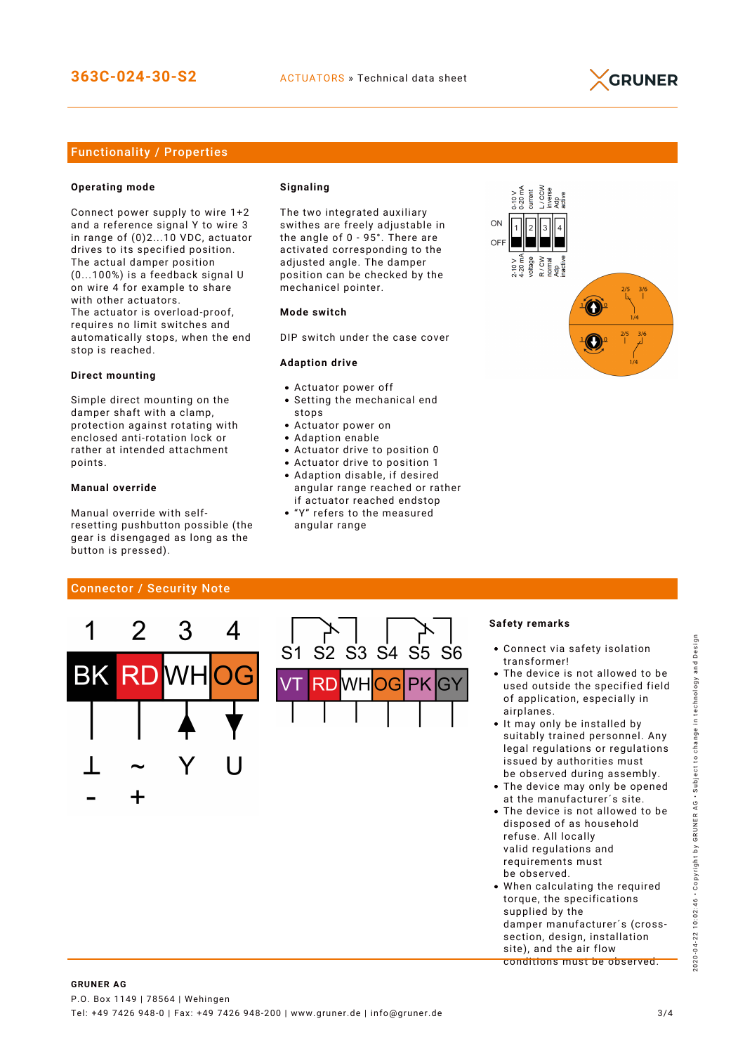## Functionality / Properties

### Operating mode

Connect power supply to wire 1+2 and a reference signal Y to wire 3 in range of (0)2...10 VDC, actuator drives to its specified position. The actual damper position (0...100%) is a feedback signal U on wire 4 for example to share with other actuators.
The actuator is overload-proof, requires no limit switches and automatically stops, when the end stop is reached.

### Direct mounting

Simple direct mounting on the damper shaft with a clamp, protection against rotating with enclosed anti-rotation lock or rather at intended attachment points.

### Manual override

Manual override with self-resetting pushbutton possible (the gear is disengaged as long as the button is pressed).

### Signaling

The two integrated auxiliary swithes are freely adjustable in the angle of 0 - 95°. There are activated corresponding to the adjusted angle. The damper position can be checked by the mechanicel pointer.

### Mode switch

DIP switch under the case cover

### Adaption drive

- Actuator power off
- Setting the mechanical end stops
- Actuator power on
- Adaption enable
- Actuator drive to position 0
- Actuator drive to position 1
- Adaption disable, if desired angular range reached or rather if actuator reached endstop
- "Y" refers to the measured angular range

| DIP | ON | OFF |
|---|---|---|
| 1 | 0-10 V / 0-20 mA | 2-10 V / 4-20 mA |
| 2 | current | voltage |
| 3 | L / CCW inverse | R / CW normal |
| 4 | Adp active | Adp inactive |

## Connector / Security Note

| 1 | 2 | 3 | 4 |
|---|---|---|---|
| BK | RD | WH | OG |
| ⊥ | ~ | Y | U |
| - | + | | |

| S1 | S2 | S3 | S4 | S5 | S6 |
|---|---|---|---|---|---|
| VT | RD | WH | OG | PK | GY |

### Safety remarks

- Connect via safety isolation transformer!
- The device is not allowed to be used outside the specified field of application, especially in airplanes.
- It may only be installed by suitably trained personnel. Any legal regulations or regulations issued by authorities must be observed during assembly.
- The device may only be opened at the manufacturer´s site.
- The device is not allowed to be disposed of as household refuse. All locally valid regulations and requirements must be observed.
- When calculating the required torque, the specifications supplied by the damper manufacturer´s (cross-section, design, installation site), and the air flow conditions must be observed.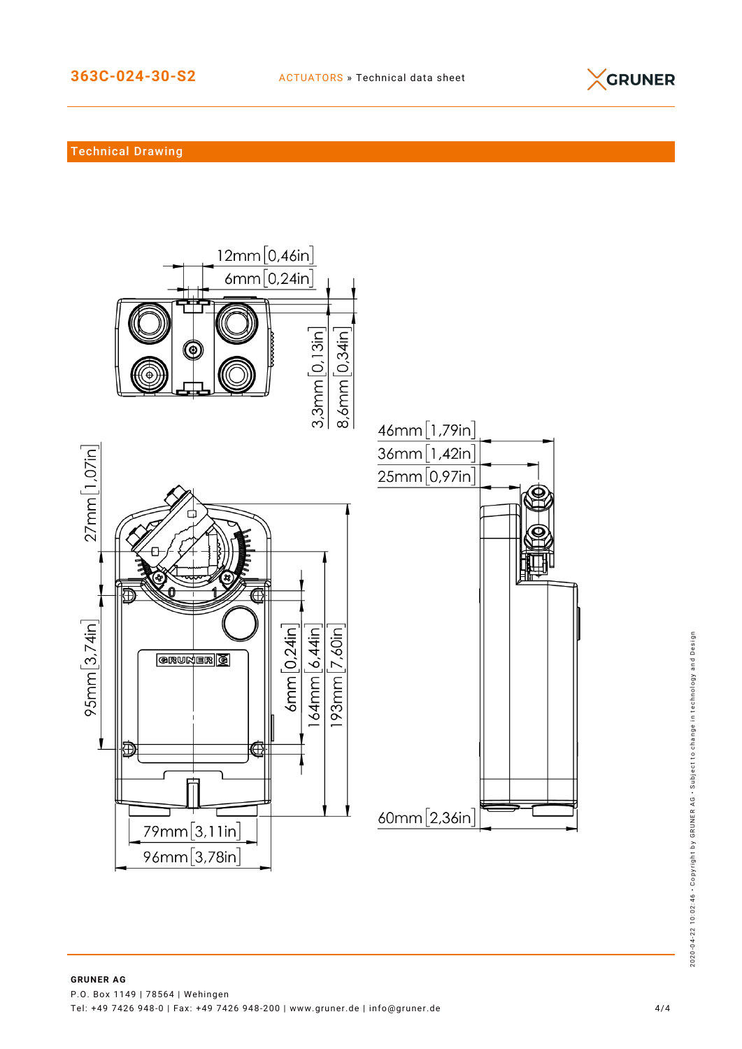## Technical Drawing

12mm [0,46in]
6mm [0,24in]
3,3mm [0,13in]
8,6mm [0,34in]
46mm [1,79in]
36mm [1,42in]
25mm [0,97in]
27mm [1,07in]
95mm [3,74in]
6mm [0,24in]
164mm [6,44in]
193mm [7,60in]
79mm [3,11in]
96mm [3,78in]
60mm [2,36in]

**GRUNER AG**
P.O. Box 1149 | 78564 | Wehingen
Tel: +49 7426 948-0 | Fax: +49 7426 948-200 | www.gruner.de | info@gruner.de